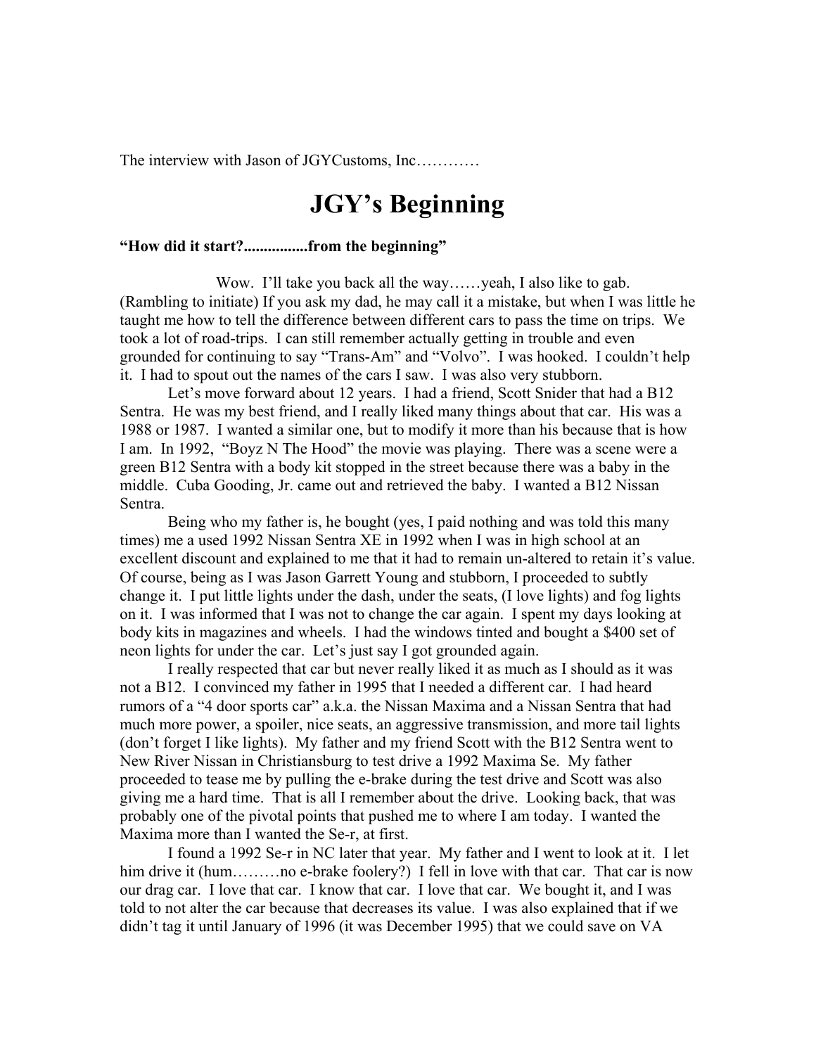The interview with Jason of JGYCustoms, Inc…………

# JGY's Beginning

**"How did it start?................from the beginning"**

Wow. I'll take you back all the way……yeah, I also like to gab. (Rambling to initiate) If you ask my dad, he may call it a mistake, but when I was little he taught me how to tell the difference between different cars to pass the time on trips. We took a lot of road-trips. I can still remember actually getting in trouble and even grounded for continuing to say "Trans-Am" and "Volvo". I was hooked. I couldn't help it. I had to spout out the names of the cars I saw. I was also very stubborn.

Let's move forward about 12 years. I had a friend, Scott Snider that had a B12 Sentra. He was my best friend, and I really liked many things about that car. His was a 1988 or 1987. I wanted a similar one, but to modify it more than his because that is how I am. In 1992, "Boyz N The Hood" the movie was playing. There was a scene were a green B12 Sentra with a body kit stopped in the street because there was a baby in the middle. Cuba Gooding, Jr. came out and retrieved the baby. I wanted a B12 Nissan Sentra.

Being who my father is, he bought (yes, I paid nothing and was told this many times) me a used 1992 Nissan Sentra XE in 1992 when I was in high school at an excellent discount and explained to me that it had to remain un-altered to retain it's value. Of course, being as I was Jason Garrett Young and stubborn, I proceeded to subtly change it. I put little lights under the dash, under the seats, (I love lights) and fog lights on it. I was informed that I was not to change the car again. I spent my days looking at body kits in magazines and wheels. I had the windows tinted and bought a $400 set of neon lights for under the car. Let's just say I got grounded again.

I really respected that car but never really liked it as much as I should as it was not a B12. I convinced my father in 1995 that I needed a different car. I had heard rumors of a "4 door sports car" a.k.a. the Nissan Maxima and a Nissan Sentra that had much more power, a spoiler, nice seats, an aggressive transmission, and more tail lights (don't forget I like lights). My father and my friend Scott with the B12 Sentra went to New River Nissan in Christiansburg to test drive a 1992 Maxima Se. My father proceeded to tease me by pulling the e-brake during the test drive and Scott was also giving me a hard time. That is all I remember about the drive. Looking back, that was probably one of the pivotal points that pushed me to where I am today. I wanted the Maxima more than I wanted the Se-r, at first.

I found a 1992 Se-r in NC later that year. My father and I went to look at it. I let him drive it (hum………no e-brake foolery?) I fell in love with that car. That car is now our drag car. I love that car. I know that car. I love that car. We bought it, and I was told to not alter the car because that decreases its value. I was also explained that if we didn't tag it until January of 1996 (it was December 1995) that we could save on VA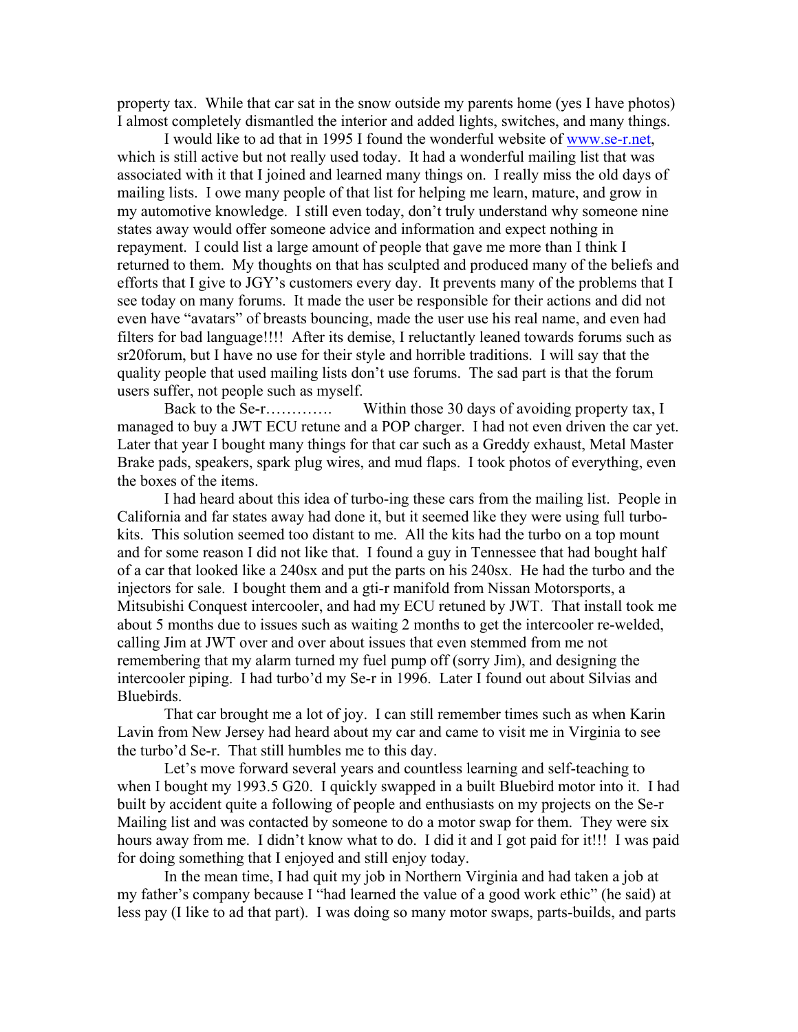property tax. While that car sat in the snow outside my parents home (yes I have photos) I almost completely dismantled the interior and added lights, switches, and many things.

I would like to ad that in 1995 I found the wonderful website of www.se-r.net, which is still active but not really used today. It had a wonderful mailing list that was associated with it that I joined and learned many things on. I really miss the old days of mailing lists. I owe many people of that list for helping me learn, mature, and grow in my automotive knowledge. I still even today, don't truly understand why someone nine states away would offer someone advice and information and expect nothing in repayment. I could list a large amount of people that gave me more than I think I returned to them. My thoughts on that has sculpted and produced many of the beliefs and efforts that I give to JGY's customers every day. It prevents many of the problems that I see today on many forums. It made the user be responsible for their actions and did not even have "avatars" of breasts bouncing, made the user use his real name, and even had filters for bad language!!!! After its demise, I reluctantly leaned towards forums such as sr20forum, but I have no use for their style and horrible traditions. I will say that the quality people that used mailing lists don't use forums. The sad part is that the forum users suffer, not people such as myself.

Back to the Se-r…………. Within those 30 days of avoiding property tax, I managed to buy a JWT ECU retune and a POP charger. I had not even driven the car yet. Later that year I bought many things for that car such as a Greddy exhaust, Metal Master Brake pads, speakers, spark plug wires, and mud flaps. I took photos of everything, even the boxes of the items.

I had heard about this idea of turbo-ing these cars from the mailing list. People in California and far states away had done it, but it seemed like they were using full turbo-kits. This solution seemed too distant to me. All the kits had the turbo on a top mount and for some reason I did not like that. I found a guy in Tennessee that had bought half of a car that looked like a 240sx and put the parts on his 240sx. He had the turbo and the injectors for sale. I bought them and a gti-r manifold from Nissan Motorsports, a Mitsubishi Conquest intercooler, and had my ECU retuned by JWT. That install took me about 5 months due to issues such as waiting 2 months to get the intercooler re-welded, calling Jim at JWT over and over about issues that even stemmed from me not remembering that my alarm turned my fuel pump off (sorry Jim), and designing the intercooler piping. I had turbo'd my Se-r in 1996. Later I found out about Silvias and Bluebirds.

That car brought me a lot of joy. I can still remember times such as when Karin Lavin from New Jersey had heard about my car and came to visit me in Virginia to see the turbo'd Se-r. That still humbles me to this day.

Let's move forward several years and countless learning and self-teaching to when I bought my 1993.5 G20. I quickly swapped in a built Bluebird motor into it. I had built by accident quite a following of people and enthusiasts on my projects on the Se-r Mailing list and was contacted by someone to do a motor swap for them. They were six hours away from me. I didn't know what to do. I did it and I got paid for it!!! I was paid for doing something that I enjoyed and still enjoy today.

In the mean time, I had quit my job in Northern Virginia and had taken a job at my father's company because I "had learned the value of a good work ethic" (he said) at less pay (I like to ad that part). I was doing so many motor swaps, parts-builds, and parts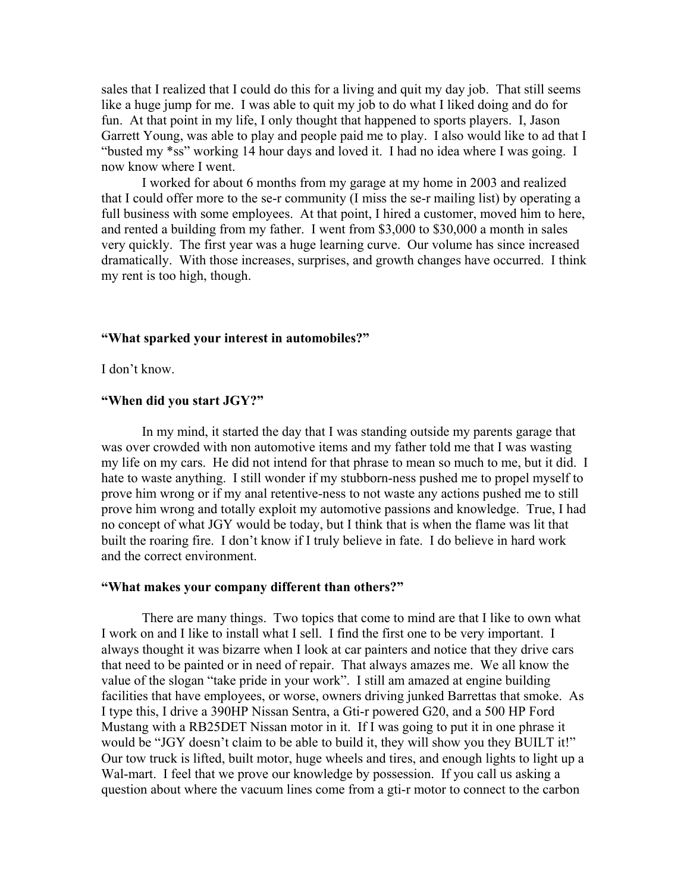sales that I realized that I could do this for a living and quit my day job. That still seems like a huge jump for me. I was able to quit my job to do what I liked doing and do for fun. At that point in my life, I only thought that happened to sports players. I, Jason Garrett Young, was able to play and people paid me to play. I also would like to ad that I "busted my *ss" working 14 hour days and loved it. I had no idea where I was going. I now know where I went.

I worked for about 6 months from my garage at my home in 2003 and realized that I could offer more to the se-r community (I miss the se-r mailing list) by operating a full business with some employees. At that point, I hired a customer, moved him to here, and rented a building from my father. I went from $3,000 to $30,000 a month in sales very quickly. The first year was a huge learning curve. Our volume has since increased dramatically. With those increases, surprises, and growth changes have occurred. I think my rent is too high, though.

**"What sparked your interest in automobiles?"**

I don't know.

**"When did you start JGY?"**

In my mind, it started the day that I was standing outside my parents garage that was over crowded with non automotive items and my father told me that I was wasting my life on my cars. He did not intend for that phrase to mean so much to me, but it did. I hate to waste anything. I still wonder if my stubborn-ness pushed me to propel myself to prove him wrong or if my anal retentive-ness to not waste any actions pushed me to still prove him wrong and totally exploit my automotive passions and knowledge. True, I had no concept of what JGY would be today, but I think that is when the flame was lit that built the roaring fire. I don't know if I truly believe in fate. I do believe in hard work and the correct environment.

**"What makes your company different than others?"**

There are many things. Two topics that come to mind are that I like to own what I work on and I like to install what I sell. I find the first one to be very important. I always thought it was bizarre when I look at car painters and notice that they drive cars that need to be painted or in need of repair. That always amazes me. We all know the value of the slogan "take pride in your work". I still am amazed at engine building facilities that have employees, or worse, owners driving junked Barrettas that smoke. As I type this, I drive a 390HP Nissan Sentra, a Gti-r powered G20, and a 500 HP Ford Mustang with a RB25DET Nissan motor in it. If I was going to put it in one phrase it would be "JGY doesn't claim to be able to build it, they will show you they BUILT it!" Our tow truck is lifted, built motor, huge wheels and tires, and enough lights to light up a Wal-mart. I feel that we prove our knowledge by possession. If you call us asking a question about where the vacuum lines come from a gti-r motor to connect to the carbon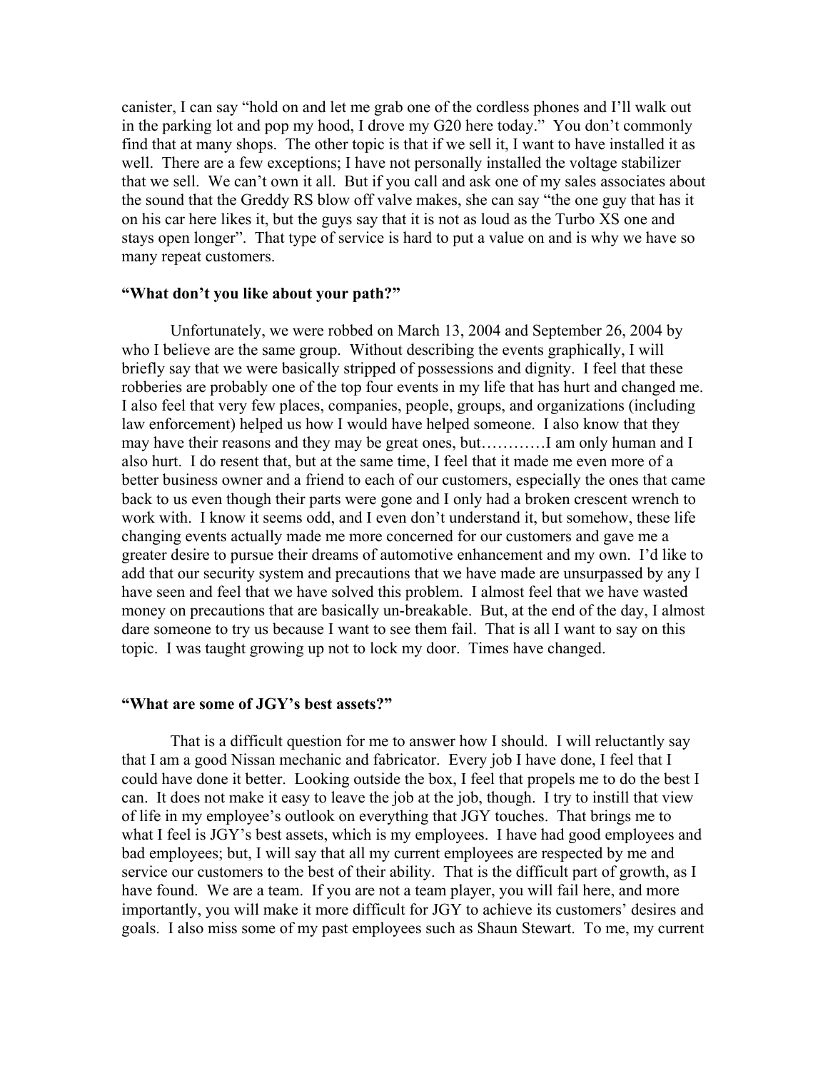canister, I can say "hold on and let me grab one of the cordless phones and I'll walk out in the parking lot and pop my hood, I drove my G20 here today." You don't commonly find that at many shops. The other topic is that if we sell it, I want to have installed it as well. There are a few exceptions; I have not personally installed the voltage stabilizer that we sell. We can't own it all. But if you call and ask one of my sales associates about the sound that the Greddy RS blow off valve makes, she can say "the one guy that has it on his car here likes it, but the guys say that it is not as loud as the Turbo XS one and stays open longer". That type of service is hard to put a value on and is why we have so many repeat customers.

### "What don't you like about your path?"

Unfortunately, we were robbed on March 13, 2004 and September 26, 2004 by who I believe are the same group. Without describing the events graphically, I will briefly say that we were basically stripped of possessions and dignity. I feel that these robberies are probably one of the top four events in my life that has hurt and changed me. I also feel that very few places, companies, people, groups, and organizations (including law enforcement) helped us how I would have helped someone. I also know that they may have their reasons and they may be great ones, but…………I am only human and I also hurt. I do resent that, but at the same time, I feel that it made me even more of a better business owner and a friend to each of our customers, especially the ones that came back to us even though their parts were gone and I only had a broken crescent wrench to work with. I know it seems odd, and I even don't understand it, but somehow, these life changing events actually made me more concerned for our customers and gave me a greater desire to pursue their dreams of automotive enhancement and my own. I'd like to add that our security system and precautions that we have made are unsurpassed by any I have seen and feel that we have solved this problem. I almost feel that we have wasted money on precautions that are basically un-breakable. But, at the end of the day, I almost dare someone to try us because I want to see them fail. That is all I want to say on this topic. I was taught growing up not to lock my door. Times have changed.

### "What are some of JGY's best assets?"

That is a difficult question for me to answer how I should. I will reluctantly say that I am a good Nissan mechanic and fabricator. Every job I have done, I feel that I could have done it better. Looking outside the box, I feel that propels me to do the best I can. It does not make it easy to leave the job at the job, though. I try to instill that view of life in my employee's outlook on everything that JGY touches. That brings me to what I feel is JGY's best assets, which is my employees. I have had good employees and bad employees; but, I will say that all my current employees are respected by me and service our customers to the best of their ability. That is the difficult part of growth, as I have found. We are a team. If you are not a team player, you will fail here, and more importantly, you will make it more difficult for JGY to achieve its customers' desires and goals. I also miss some of my past employees such as Shaun Stewart. To me, my current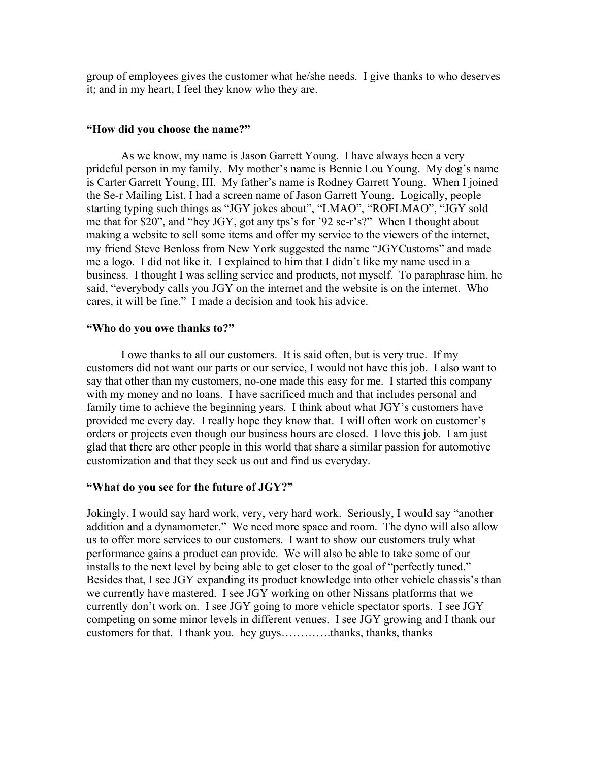group of employees gives the customer what he/she needs. I give thanks to who deserves it; and in my heart, I feel they know who they are.

**"How did you choose the name?"**

As we know, my name is Jason Garrett Young. I have always been a very prideful person in my family. My mother's name is Bennie Lou Young. My dog's name is Carter Garrett Young, III. My father's name is Rodney Garrett Young. When I joined the Se-r Mailing List, I had a screen name of Jason Garrett Young. Logically, people starting typing such things as "JGY jokes about", "LMAO", "ROFLMAO", "JGY sold me that for $20", and "hey JGY, got any tps's for '92 se-r's?" When I thought about making a website to sell some items and offer my service to the viewers of the internet, my friend Steve Benloss from New York suggested the name "JGYCustoms" and made me a logo. I did not like it. I explained to him that I didn't like my name used in a business. I thought I was selling service and products, not myself. To paraphrase him, he said, "everybody calls you JGY on the internet and the website is on the internet. Who cares, it will be fine." I made a decision and took his advice.

**"Who do you owe thanks to?"**

I owe thanks to all our customers. It is said often, but is very true. If my customers did not want our parts or our service, I would not have this job. I also want to say that other than my customers, no-one made this easy for me. I started this company with my money and no loans. I have sacrificed much and that includes personal and family time to achieve the beginning years. I think about what JGY's customers have provided me every day. I really hope they know that. I will often work on customer's orders or projects even though our business hours are closed. I love this job. I am just glad that there are other people in this world that share a similar passion for automotive customization and that they seek us out and find us everyday.

**"What do you see for the future of JGY?"**

Jokingly, I would say hard work, very, very hard work. Seriously, I would say "another addition and a dynamometer." We need more space and room. The dyno will also allow us to offer more services to our customers. I want to show our customers truly what performance gains a product can provide. We will also be able to take some of our installs to the next level by being able to get closer to the goal of "perfectly tuned." Besides that, I see JGY expanding its product knowledge into other vehicle chassis's than we currently have mastered. I see JGY working on other Nissans platforms that we currently don't work on. I see JGY going to more vehicle spectator sports. I see JGY competing on some minor levels in different venues. I see JGY growing and I thank our customers for that. I thank you. hey guys………….thanks, thanks, thanks